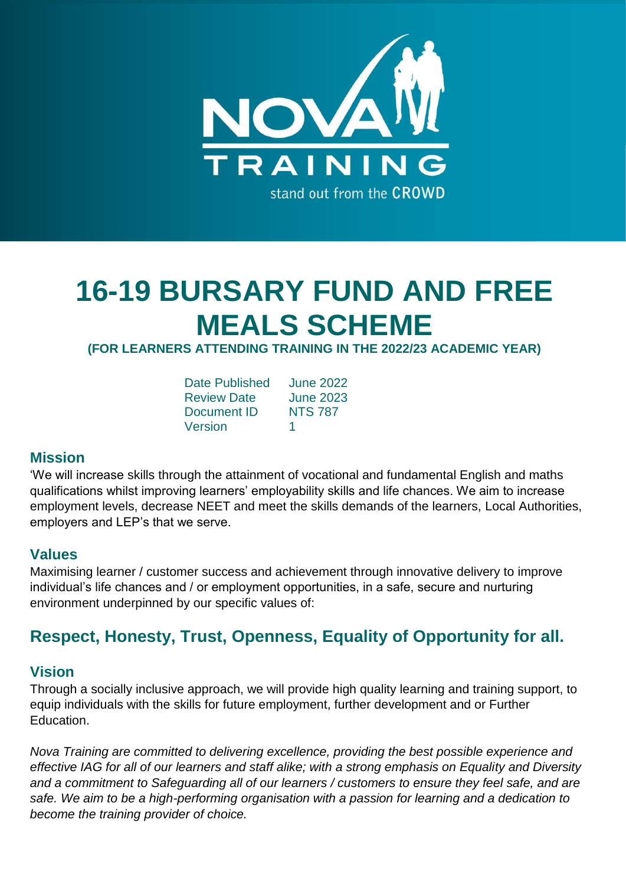NOVA TRAINING

stand out from the CROWD

# 16-19 BURSARY FUND AND FREE MEALS SCHEME

**(FOR LEARNERS ATTENDING TRAINING IN THE 2022/23 ACADEMIC YEAR)**

| | |
|---|---|
| Date Published | June 2022 |
| Review Date | June 2023 |
| Document ID | NTS 787 |
| Version | 1 |

## Mission

'We will increase skills through the attainment of vocational and fundamental English and maths qualifications whilst improving learners' employability skills and life chances. We aim to increase employment levels, decrease NEET and meet the skills demands of the learners, Local Authorities, employers and LEP's that we serve.

## Values

Maximising learner / customer success and achievement through innovative delivery to improve individual's life chances and / or employment opportunities, in a safe, secure and nurturing environment underpinned by our specific values of:

## Respect, Honesty, Trust, Openness, Equality of Opportunity for all.

## Vision

Through a socially inclusive approach, we will provide high quality learning and training support, to equip individuals with the skills for future employment, further development and or Further Education.

*Nova Training are committed to delivering excellence, providing the best possible experience and effective IAG for all of our learners and staff alike; with a strong emphasis on Equality and Diversity and a commitment to Safeguarding all of our learners / customers to ensure they feel safe, and are safe. We aim to be a high-performing organisation with a passion for learning and a dedication to become the training provider of choice.*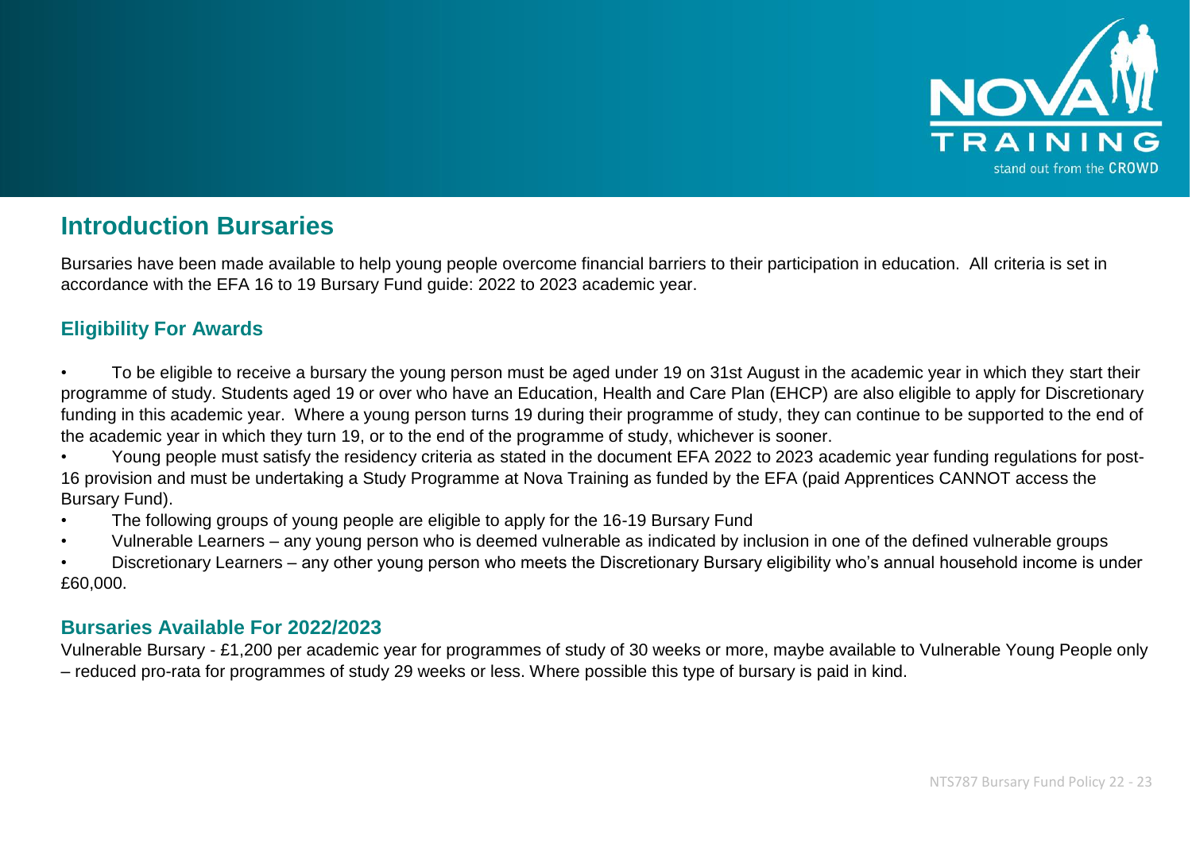## Introduction Bursaries

Bursaries have been made available to help young people overcome financial barriers to their participation in education. All criteria is set in accordance with the EFA 16 to 19 Bursary Fund guide: 2022 to 2023 academic year.

### Eligibility For Awards

- To be eligible to receive a bursary the young person must be aged under 19 on 31st August in the academic year in which they start their programme of study. Students aged 19 or over who have an Education, Health and Care Plan (EHCP) are also eligible to apply for Discretionary funding in this academic year. Where a young person turns 19 during their programme of study, they can continue to be supported to the end of the academic year in which they turn 19, or to the end of the programme of study, whichever is sooner.
- Young people must satisfy the residency criteria as stated in the document EFA 2022 to 2023 academic year funding regulations for post-16 provision and must be undertaking a Study Programme at Nova Training as funded by the EFA (paid Apprentices CANNOT access the Bursary Fund).
- The following groups of young people are eligible to apply for the 16-19 Bursary Fund
- Vulnerable Learners – any young person who is deemed vulnerable as indicated by inclusion in one of the defined vulnerable groups
- Discretionary Learners – any other young person who meets the Discretionary Bursary eligibility who's annual household income is under £60,000.

### Bursaries Available For 2022/2023

Vulnerable Bursary - £1,200 per academic year for programmes of study of 30 weeks or more, maybe available to Vulnerable Young People only – reduced pro-rata for programmes of study 29 weeks or less. Where possible this type of bursary is paid in kind.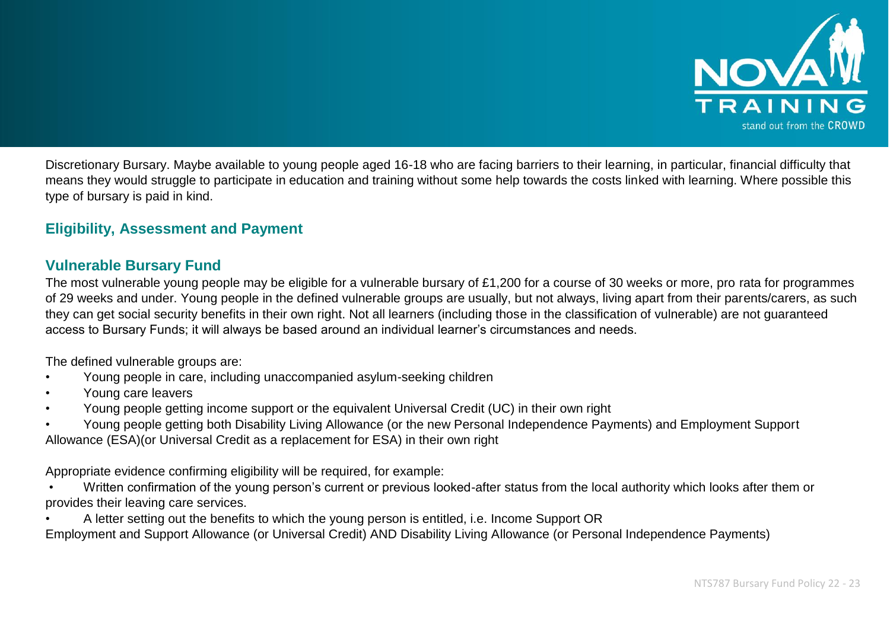Discretionary Bursary. Maybe available to young people aged 16-18 who are facing barriers to their learning, in particular, financial difficulty that means they would struggle to participate in education and training without some help towards the costs linked with learning. Where possible this type of bursary is paid in kind.

## Eligibility, Assessment and Payment

### Vulnerable Bursary Fund

The most vulnerable young people may be eligible for a vulnerable bursary of £1,200 for a course of 30 weeks or more, pro rata for programmes of 29 weeks and under. Young people in the defined vulnerable groups are usually, but not always, living apart from their parents/carers, as such they can get social security benefits in their own right. Not all learners (including those in the classification of vulnerable) are not guaranteed access to Bursary Funds; it will always be based around an individual learner's circumstances and needs.

The defined vulnerable groups are:

- Young people in care, including unaccompanied asylum-seeking children
- Young care leavers
- Young people getting income support or the equivalent Universal Credit (UC) in their own right
- Young people getting both Disability Living Allowance (or the new Personal Independence Payments) and Employment Support Allowance (ESA)(or Universal Credit as a replacement for ESA) in their own right

Appropriate evidence confirming eligibility will be required, for example:

- Written confirmation of the young person's current or previous looked-after status from the local authority which looks after them or provides their leaving care services.
- A letter setting out the benefits to which the young person is entitled, i.e. Income Support OR Employment and Support Allowance (or Universal Credit) AND Disability Living Allowance (or Personal Independence Payments)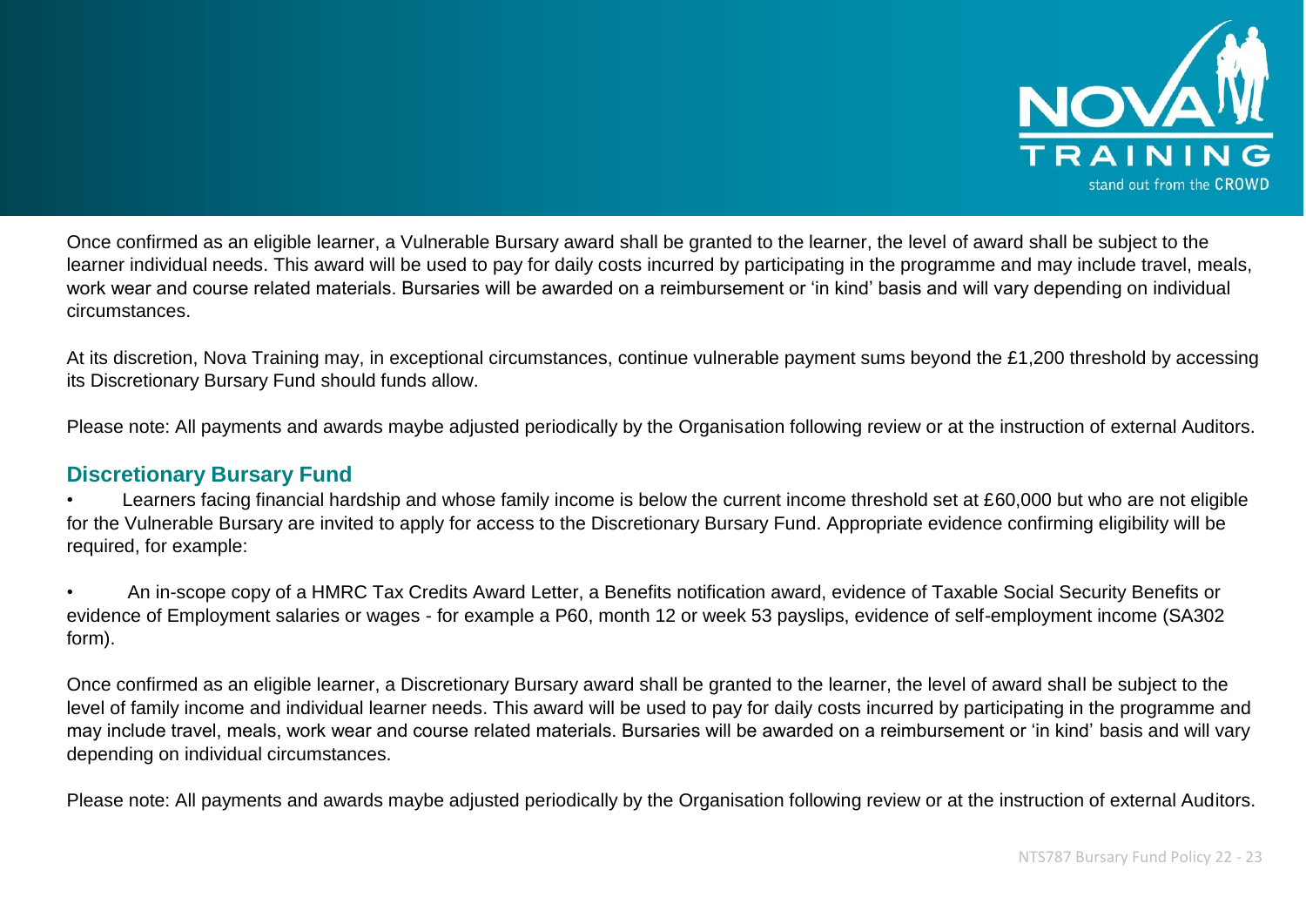Once confirmed as an eligible learner, a Vulnerable Bursary award shall be granted to the learner, the level of award shall be subject to the learner individual needs. This award will be used to pay for daily costs incurred by participating in the programme and may include travel, meals, work wear and course related materials. Bursaries will be awarded on a reimbursement or 'in kind' basis and will vary depending on individual circumstances.

At its discretion, Nova Training may, in exceptional circumstances, continue vulnerable payment sums beyond the £1,200 threshold by accessing its Discretionary Bursary Fund should funds allow.

Please note: All payments and awards maybe adjusted periodically by the Organisation following review or at the instruction of external Auditors.

### Discretionary Bursary Fund

- Learners facing financial hardship and whose family income is below the current income threshold set at £60,000 but who are not eligible for the Vulnerable Bursary are invited to apply for access to the Discretionary Bursary Fund. Appropriate evidence confirming eligibility will be required, for example:

- An in-scope copy of a HMRC Tax Credits Award Letter, a Benefits notification award, evidence of Taxable Social Security Benefits or evidence of Employment salaries or wages - for example a P60, month 12 or week 53 payslips, evidence of self-employment income (SA302 form).

Once confirmed as an eligible learner, a Discretionary Bursary award shall be granted to the learner, the level of award shall be subject to the level of family income and individual learner needs. This award will be used to pay for daily costs incurred by participating in the programme and may include travel, meals, work wear and course related materials. Bursaries will be awarded on a reimbursement or 'in kind' basis and will vary depending on individual circumstances.

Please note: All payments and awards maybe adjusted periodically by the Organisation following review or at the instruction of external Auditors.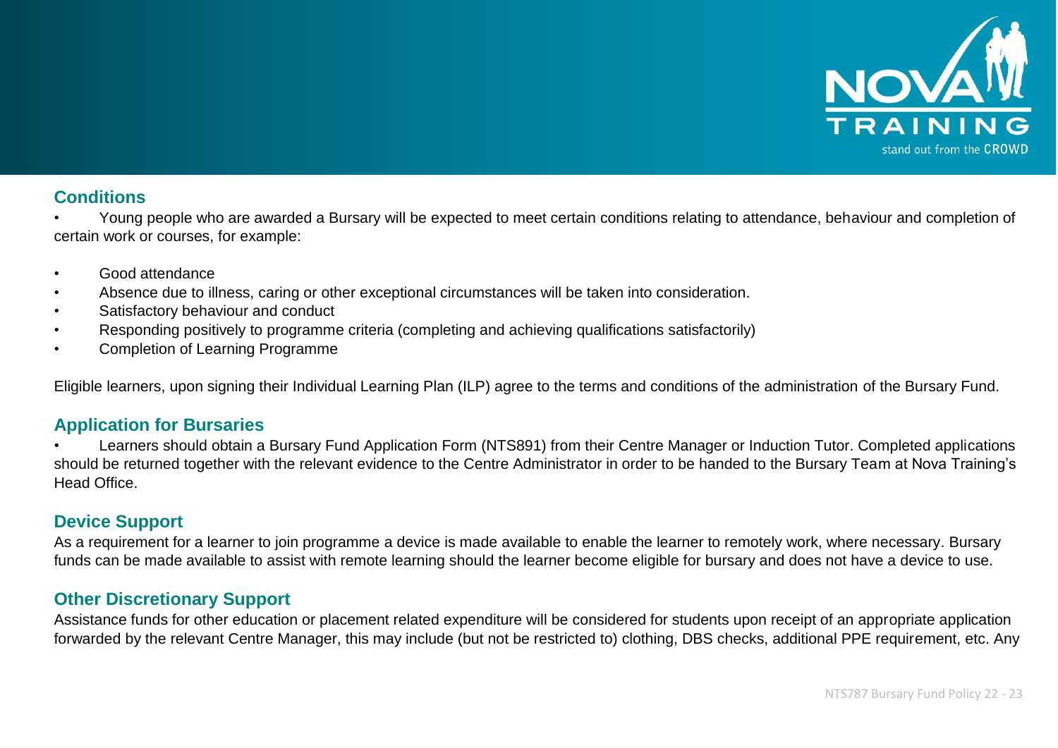## Conditions

- Young people who are awarded a Bursary will be expected to meet certain conditions relating to attendance, behaviour and completion of certain work or courses, for example:

- Good attendance
- Absence due to illness, caring or other exceptional circumstances will be taken into consideration.
- Satisfactory behaviour and conduct
- Responding positively to programme criteria (completing and achieving qualifications satisfactorily)
- Completion of Learning Programme

Eligible learners, upon signing their Individual Learning Plan (ILP) agree to the terms and conditions of the administration of the Bursary Fund.

## Application for Bursaries

- Learners should obtain a Bursary Fund Application Form (NTS891) from their Centre Manager or Induction Tutor. Completed applications should be returned together with the relevant evidence to the Centre Administrator in order to be handed to the Bursary Team at Nova Training's Head Office.

## Device Support

As a requirement for a learner to join programme a device is made available to enable the learner to remotely work, where necessary. Bursary funds can be made available to assist with remote learning should the learner become eligible for bursary and does not have a device to use.

## Other Discretionary Support

Assistance funds for other education or placement related expenditure will be considered for students upon receipt of an appropriate application forwarded by the relevant Centre Manager, this may include (but not be restricted to) clothing, DBS checks, additional PPE requirement, etc. Any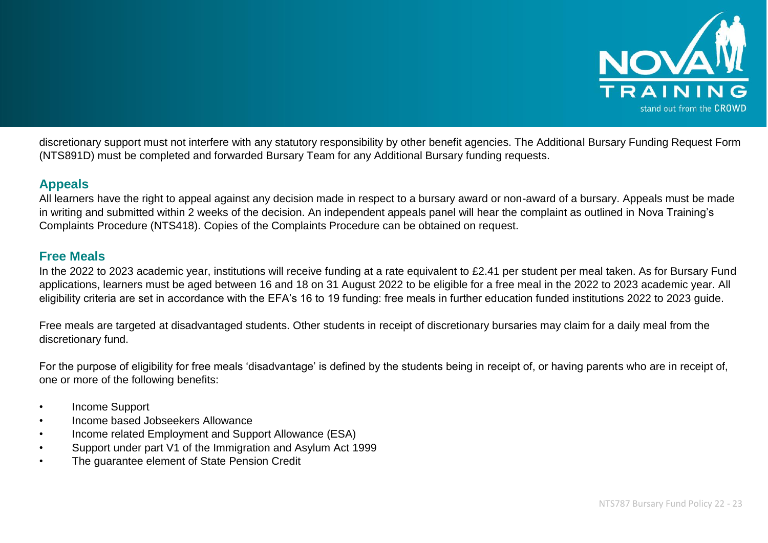discretionary support must not interfere with any statutory responsibility by other benefit agencies. The Additional Bursary Funding Request Form (NTS891D) must be completed and forwarded Bursary Team for any Additional Bursary funding requests.

## Appeals

All learners have the right to appeal against any decision made in respect to a bursary award or non-award of a bursary. Appeals must be made in writing and submitted within 2 weeks of the decision. An independent appeals panel will hear the complaint as outlined in Nova Training's Complaints Procedure (NTS418). Copies of the Complaints Procedure can be obtained on request.

## Free Meals

In the 2022 to 2023 academic year, institutions will receive funding at a rate equivalent to £2.41 per student per meal taken. As for Bursary Fund applications, learners must be aged between 16 and 18 on 31 August 2022 to be eligible for a free meal in the 2022 to 2023 academic year. All eligibility criteria are set in accordance with the EFA's 16 to 19 funding: free meals in further education funded institutions 2022 to 2023 guide.

Free meals are targeted at disadvantaged students. Other students in receipt of discretionary bursaries may claim for a daily meal from the discretionary fund.

For the purpose of eligibility for free meals 'disadvantage' is defined by the students being in receipt of, or having parents who are in receipt of, one or more of the following benefits:

- Income Support
- Income based Jobseekers Allowance
- Income related Employment and Support Allowance (ESA)
- Support under part V1 of the Immigration and Asylum Act 1999
- The guarantee element of State Pension Credit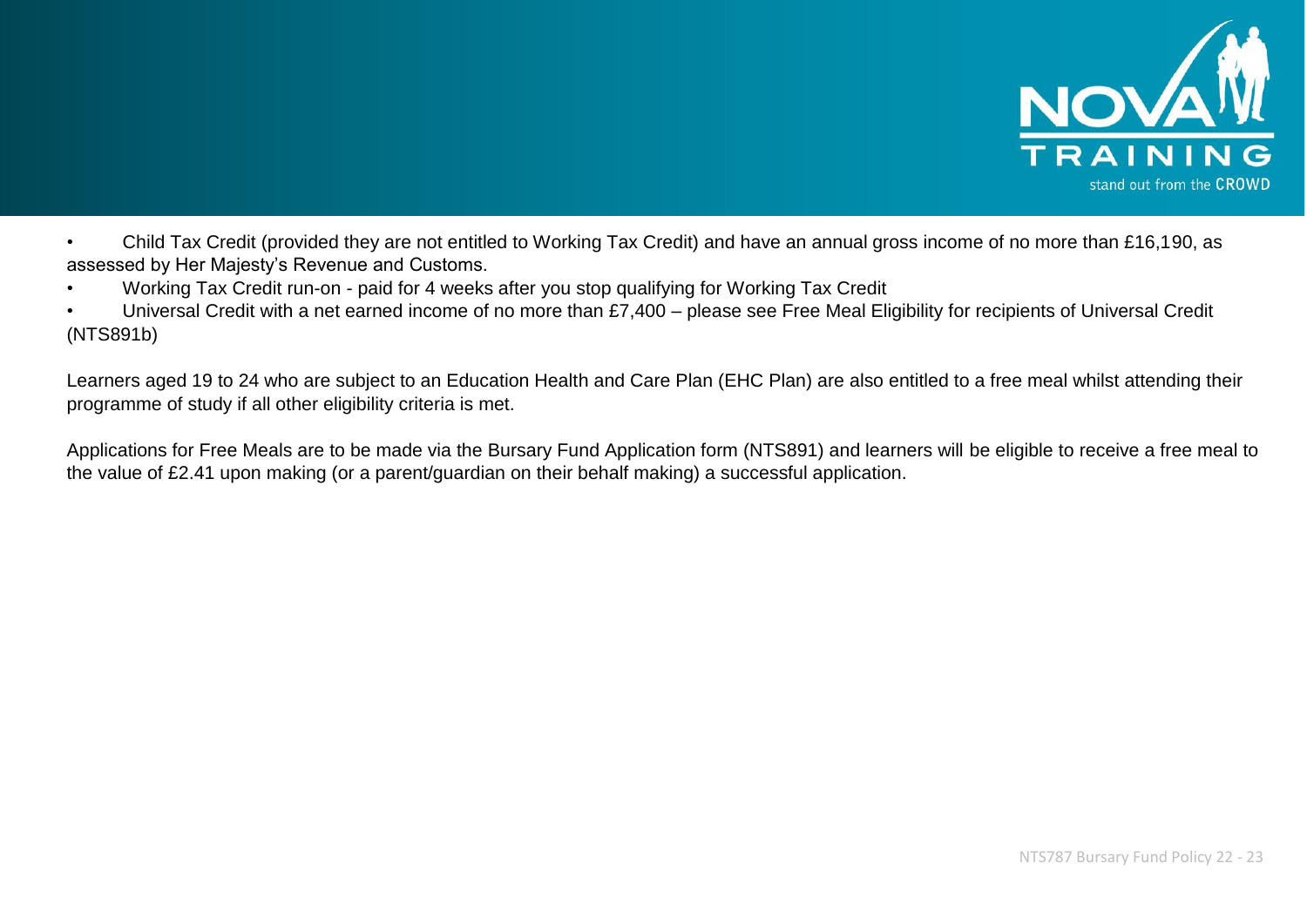- Child Tax Credit (provided they are not entitled to Working Tax Credit) and have an annual gross income of no more than £16,190, as assessed by Her Majesty's Revenue and Customs.
- Working Tax Credit run-on - paid for 4 weeks after you stop qualifying for Working Tax Credit
- Universal Credit with a net earned income of no more than £7,400 – please see Free Meal Eligibility for recipients of Universal Credit (NTS891b)

Learners aged 19 to 24 who are subject to an Education Health and Care Plan (EHC Plan) are also entitled to a free meal whilst attending their programme of study if all other eligibility criteria is met.

Applications for Free Meals are to be made via the Bursary Fund Application form (NTS891) and learners will be eligible to receive a free meal to the value of £2.41 upon making (or a parent/guardian on their behalf making) a successful application.